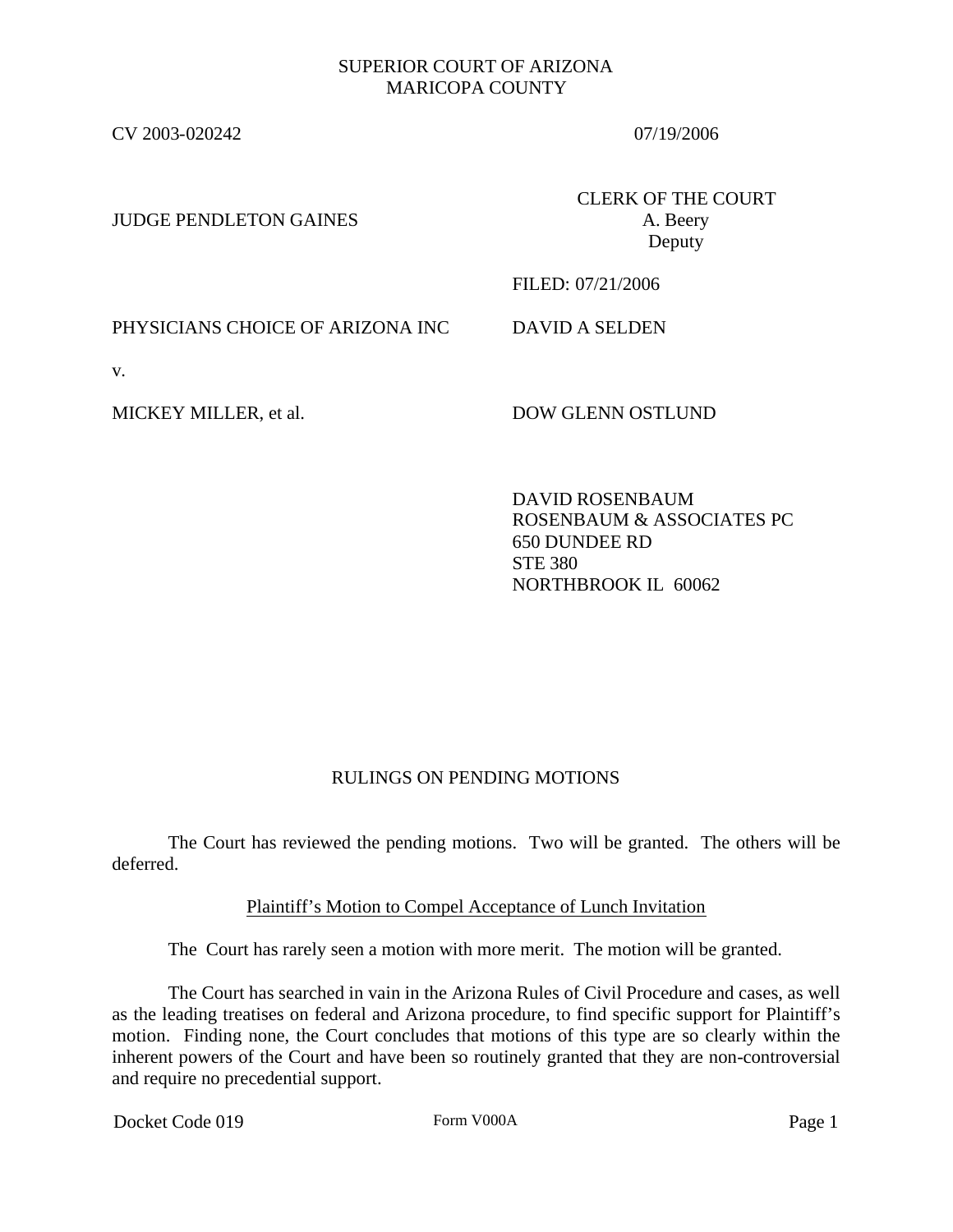SUPERIOR COURT OF ARIZONA
MARICOPA COUNTY

CV 2003-020242 07/19/2006

JUDGE PENDLETON GAINES

CLERK OF THE COURT
A. Beery
Deputy

FILED: 07/21/2006

PHYSICIANS CHOICE OF ARIZONA INC DAVID A SELDEN

v.

MICKEY MILLER, et al. DOW GLENN OSTLUND

DAVID ROSENBAUM
ROSENBAUM & ASSOCIATES PC
650 DUNDEE RD
STE 380
NORTHBROOK IL 60062

## RULINGS ON PENDING MOTIONS

The Court has reviewed the pending motions. Two will be granted. The others will be deferred.

### Plaintiff's Motion to Compel Acceptance of Lunch Invitation

The Court has rarely seen a motion with more merit. The motion will be granted.

The Court has searched in vain in the Arizona Rules of Civil Procedure and cases, as well as the leading treatises on federal and Arizona procedure, to find specific support for Plaintiff's motion. Finding none, the Court concludes that motions of this type are so clearly within the inherent powers of the Court and have been so routinely granted that they are non-controversial and require no precedential support.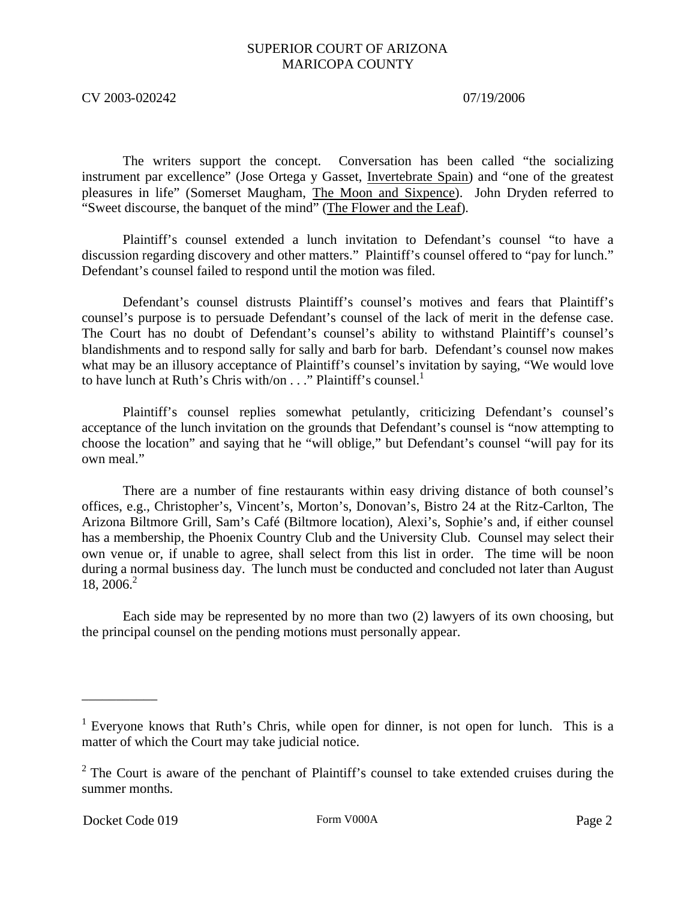The writers support the concept. Conversation has been called "the socializing instrument par excellence" (Jose Ortega y Gasset, Invertebrate Spain) and "one of the greatest pleasures in life" (Somerset Maugham, The Moon and Sixpence). John Dryden referred to "Sweet discourse, the banquet of the mind" (The Flower and the Leaf).

Plaintiff's counsel extended a lunch invitation to Defendant's counsel "to have a discussion regarding discovery and other matters." Plaintiff's counsel offered to "pay for lunch." Defendant's counsel failed to respond until the motion was filed.

Defendant's counsel distrusts Plaintiff's counsel's motives and fears that Plaintiff's counsel's purpose is to persuade Defendant's counsel of the lack of merit in the defense case. The Court has no doubt of Defendant's counsel's ability to withstand Plaintiff's counsel's blandishments and to respond sally for sally and barb for barb. Defendant's counsel now makes what may be an illusory acceptance of Plaintiff's counsel's invitation by saying, "We would love to have lunch at Ruth's Chris with/on . . ." Plaintiff's counsel.[1]

Plaintiff's counsel replies somewhat petulantly, criticizing Defendant's counsel's acceptance of the lunch invitation on the grounds that Defendant's counsel is "now attempting to choose the location" and saying that he "will oblige," but Defendant's counsel "will pay for its own meal."

There are a number of fine restaurants within easy driving distance of both counsel's offices, e.g., Christopher's, Vincent's, Morton's, Donovan's, Bistro 24 at the Ritz-Carlton, The Arizona Biltmore Grill, Sam's Café (Biltmore location), Alexi's, Sophie's and, if either counsel has a membership, the Phoenix Country Club and the University Club. Counsel may select their own venue or, if unable to agree, shall select from this list in order. The time will be noon during a normal business day. The lunch must be conducted and concluded not later than August 18, 2006.[2]

Each side may be represented by no more than two (2) lawyers of its own choosing, but the principal counsel on the pending motions must personally appear.

---

[1] Everyone knows that Ruth's Chris, while open for dinner, is not open for lunch. This is a matter of which the Court may take judicial notice.

[2] The Court is aware of the penchant of Plaintiff's counsel to take extended cruises during the summer months.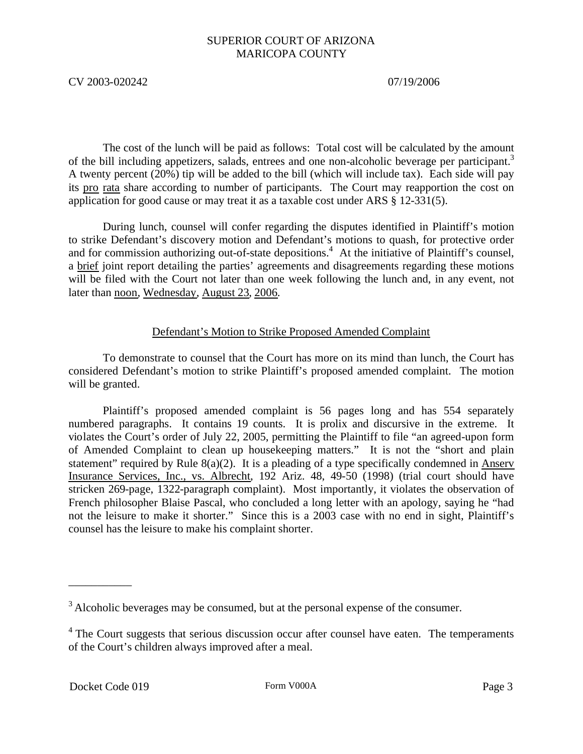The cost of the lunch will be paid as follows: Total cost will be calculated by the amount of the bill including appetizers, salads, entrees and one non-alcoholic beverage per participant.[3] A twenty percent (20%) tip will be added to the bill (which will include tax). Each side will pay its pro rata share according to number of participants. The Court may reapportion the cost on application for good cause or may treat it as a taxable cost under ARS § 12-331(5).

During lunch, counsel will confer regarding the disputes identified in Plaintiff's motion to strike Defendant's discovery motion and Defendant's motions to quash, for protective order and for commission authorizing out-of-state depositions.[4] At the initiative of Plaintiff's counsel, a brief joint report detailing the parties' agreements and disagreements regarding these motions will be filed with the Court not later than one week following the lunch and, in any event, not later than noon, Wednesday, August 23, 2006.

## Defendant's Motion to Strike Proposed Amended Complaint

To demonstrate to counsel that the Court has more on its mind than lunch, the Court has considered Defendant's motion to strike Plaintiff's proposed amended complaint. The motion will be granted.

Plaintiff's proposed amended complaint is 56 pages long and has 554 separately numbered paragraphs. It contains 19 counts. It is prolix and discursive in the extreme. It violates the Court's order of July 22, 2005, permitting the Plaintiff to file "an agreed-upon form of Amended Complaint to clean up housekeeping matters." It is not the "short and plain statement" required by Rule 8(a)(2). It is a pleading of a type specifically condemned in Anserv Insurance Services, Inc., vs. Albrecht, 192 Ariz. 48, 49-50 (1998) (trial court should have stricken 269-page, 1322-paragraph complaint). Most importantly, it violates the observation of French philosopher Blaise Pascal, who concluded a long letter with an apology, saying he "had not the leisure to make it shorter." Since this is a 2003 case with no end in sight, Plaintiff's counsel has the leisure to make his complaint shorter.

---

[3] Alcoholic beverages may be consumed, but at the personal expense of the consumer.

[4] The Court suggests that serious discussion occur after counsel have eaten. The temperaments of the Court's children always improved after a meal.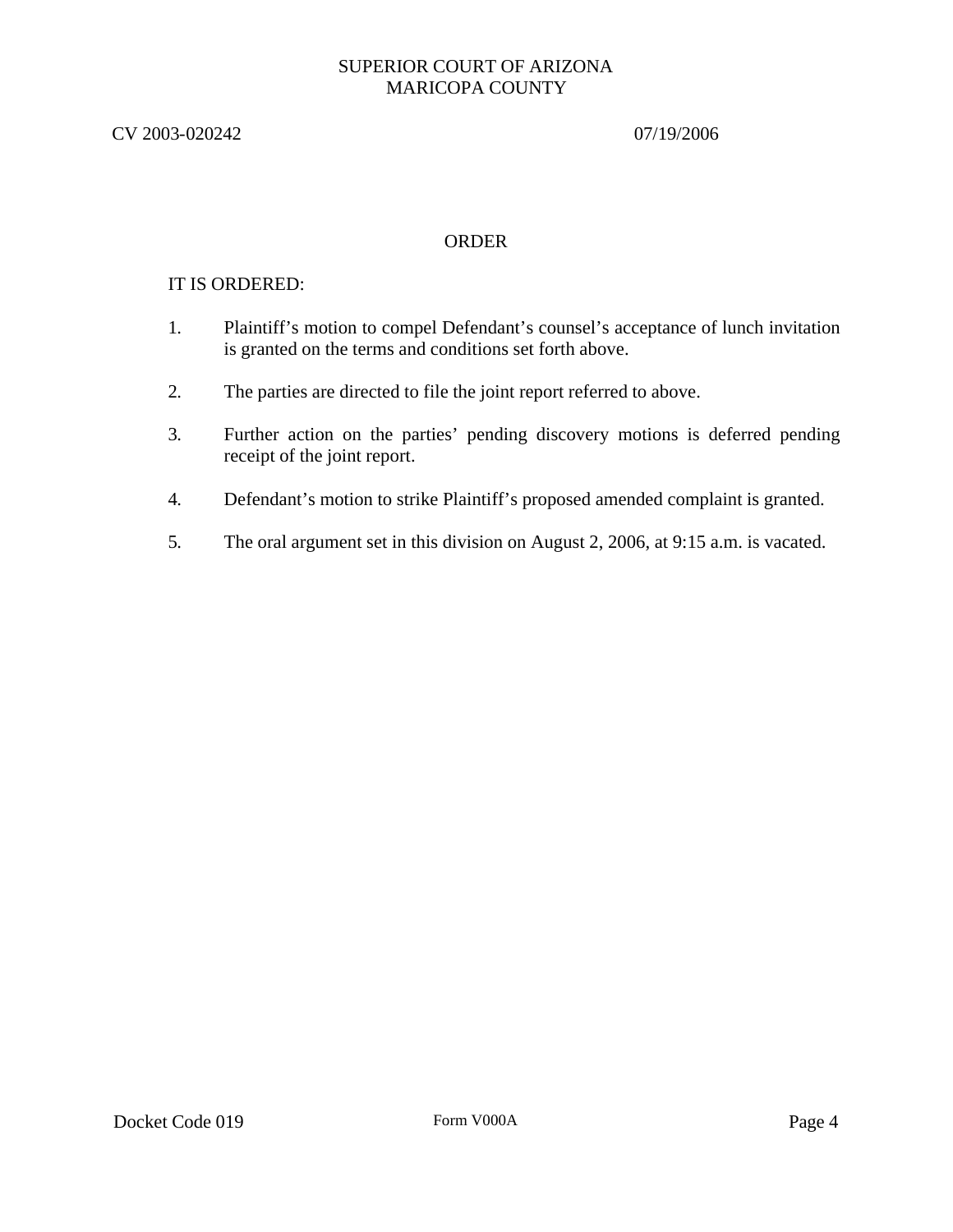## ORDER

IT IS ORDERED:

1. Plaintiff's motion to compel Defendant's counsel's acceptance of lunch invitation is granted on the terms and conditions set forth above.

2. The parties are directed to file the joint report referred to above.

3. Further action on the parties' pending discovery motions is deferred pending receipt of the joint report.

4. Defendant's motion to strike Plaintiff's proposed amended complaint is granted.

5. The oral argument set in this division on August 2, 2006, at 9:15 a.m. is vacated.